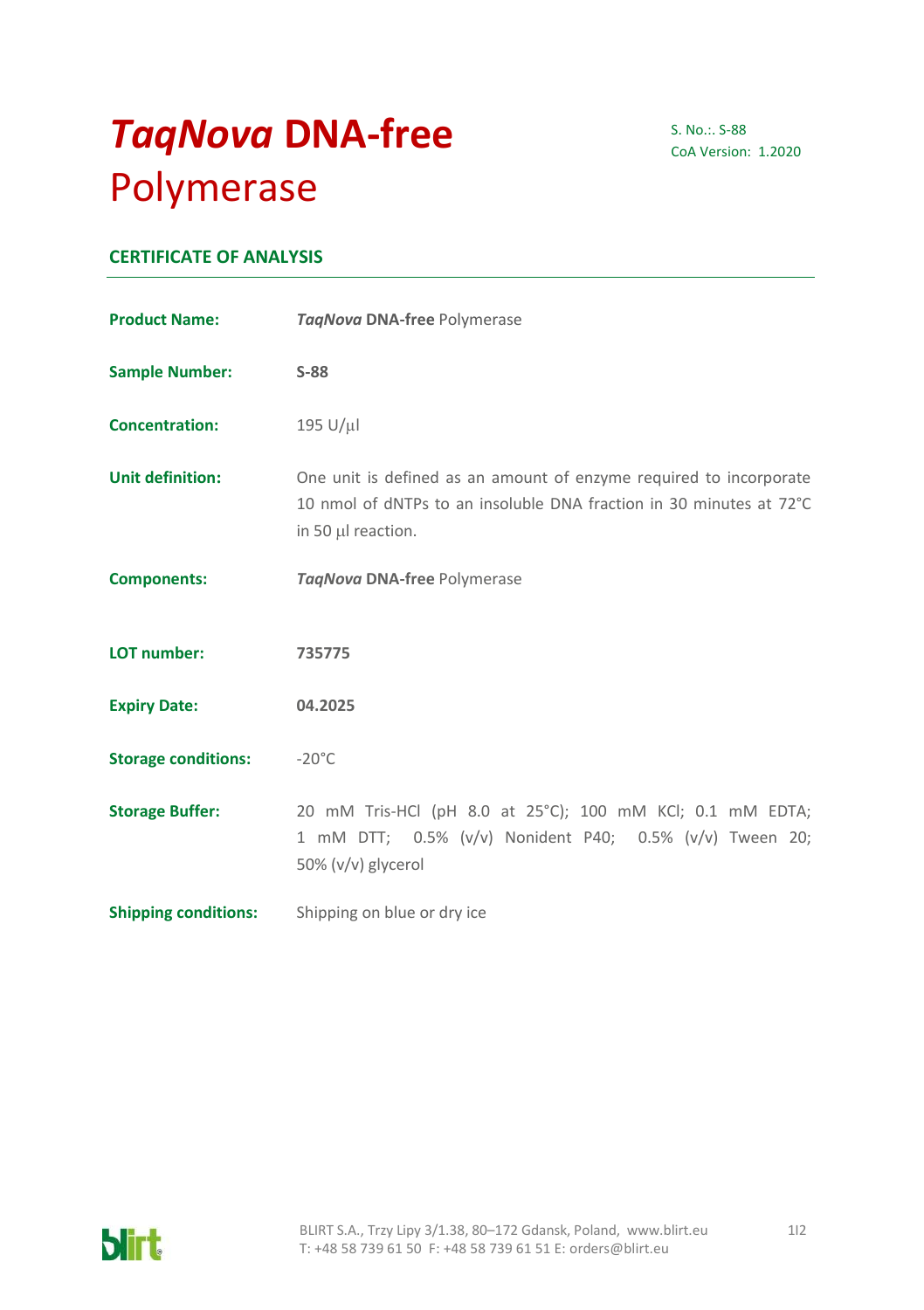# *TaqNova* DNA-free Polymerase

S. No.:. S-88
CoA Version: 1.2020

## CERTIFICATE OF ANALYSIS

**Product Name:** ***TaqNova*** **DNA-free** Polymerase

**Sample Number:** **S-88**

**Concentration:** 195 U/µl

**Unit definition:** One unit is defined as an amount of enzyme required to incorporate 10 nmol of dNTPs to an insoluble DNA fraction in 30 minutes at 72°C in 50 µl reaction.

**Components:** ***TaqNova*** **DNA-free** Polymerase

**LOT number:** **735775**

**Expiry Date:** **04.2025**

**Storage conditions:** -20°C

**Storage Buffer:** 20 mM Tris-HCl (pH 8.0 at 25°C); 100 mM KCl; 0.1 mM EDTA; 1 mM DTT; 0.5% (v/v) Nonident P40; 0.5% (v/v) Tween 20; 50% (v/v) glycerol

**Shipping conditions:** Shipping on blue or dry ice

BLIRT S.A., Trzy Lipy 3/1.38, 80–172 Gdansk, Poland, www.blirt.eu
T: +48 58 739 61 50 F: +48 58 739 61 51 E: orders@blirt.eu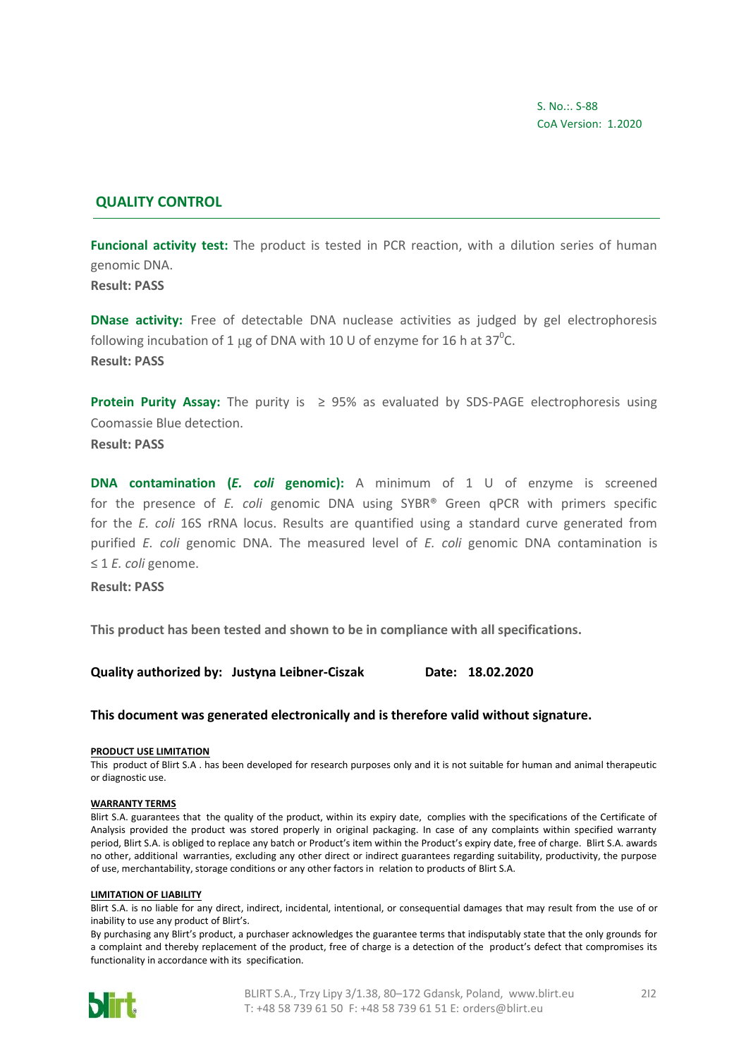S. No.:. S-88
CoA Version: 1.2020

## QUALITY CONTROL

**Funcional activity test:** The product is tested in PCR reaction, with a dilution series of human genomic DNA.
**Result: PASS**

**DNase activity:** Free of detectable DNA nuclease activities as judged by gel electrophoresis following incubation of 1 μg of DNA with 10 U of enzyme for 16 h at 37$^0$C.
**Result: PASS**

**Protein Purity Assay:** The purity is ≥ 95% as evaluated by SDS-PAGE electrophoresis using Coomassie Blue detection.
**Result: PASS**

**DNA contamination (*E. coli* genomic):** A minimum of 1 U of enzyme is screened for the presence of *E. coli* genomic DNA using SYBR® Green qPCR with primers specific for the *E. coli* 16S rRNA locus. Results are quantified using a standard curve generated from purified *E. coli* genomic DNA. The measured level of *E. coli* genomic DNA contamination is ≤ 1 *E. coli* genome.
**Result: PASS**

**This product has been tested and shown to be in compliance with all specifications.**

**Quality authorized by: Justyna Leibner-Ciszak Date: 18.02.2020**

**This document was generated electronically and is therefore valid without signature.**

**PRODUCT USE LIMITATION**
This product of Blirt S.A . has been developed for research purposes only and it is not suitable for human and animal therapeutic or diagnostic use.

**WARRANTY TERMS**
Blirt S.A. guarantees that the quality of the product, within its expiry date, complies with the specifications of the Certificate of Analysis provided the product was stored properly in original packaging. In case of any complaints within specified warranty period, Blirt S.A. is obliged to replace any batch or Product's item within the Product's expiry date, free of charge. Blirt S.A. awards no other, additional warranties, excluding any other direct or indirect guarantees regarding suitability, productivity, the purpose of use, merchantability, storage conditions or any other factors in relation to products of Blirt S.A.

**LIMITATION OF LIABILITY**
Blirt S.A. is no liable for any direct, indirect, incidental, intentional, or consequential damages that may result from the use of or inability to use any product of Blirt's.
By purchasing any Blirt's product, a purchaser acknowledges the guarantee terms that indisputably state that the only grounds for a complaint and thereby replacement of the product, free of charge is a detection of the product's defect that compromises its functionality in accordance with its specification.

BLIRT S.A., Trzy Lipy 3/1.38, 80–172 Gdansk, Poland, www.blirt.eu
T: +48 58 739 61 50 F: +48 58 739 61 51 E: orders@blirt.eu